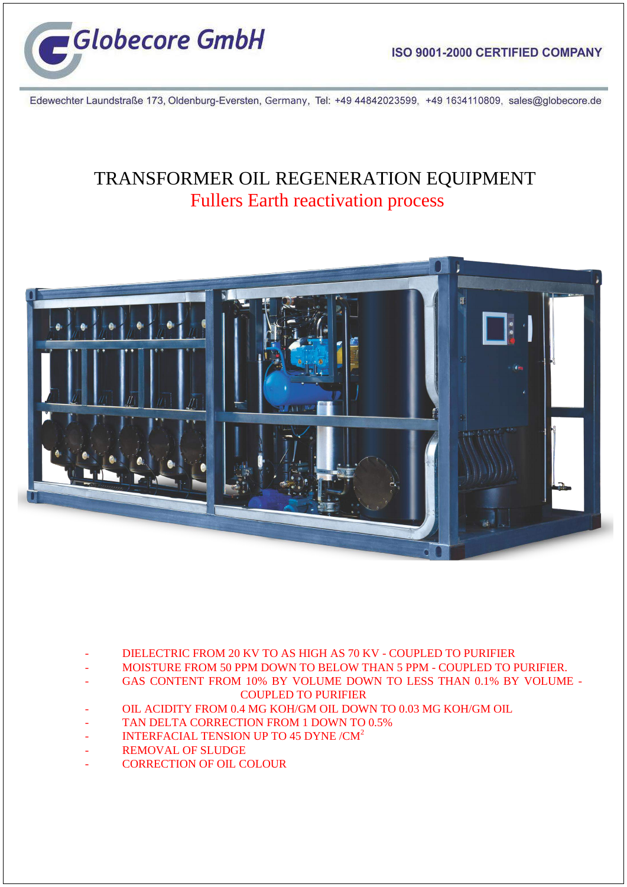Globecore GmbH

ISO 9001-2000 CERTIFIED COMPANY

Edewechter Laundstraße 173, Oldenburg-Eversten, Germany, Tel: +49 44842023599, +49 1634110809, sales@globecore.de

# TRANSFORMER OIL REGENERATION EQUIPMENT

## Fullers Earth reactivation process

- DIELECTRIC FROM 20 KV TO AS HIGH AS 70 KV - COUPLED TO PURIFIER
- MOISTURE FROM 50 PPM DOWN TO BELOW THAN 5 PPM - COUPLED TO PURIFIER.
- GAS CONTENT FROM 10% BY VOLUME DOWN TO LESS THAN 0.1% BY VOLUME - COUPLED TO PURIFIER
- OIL ACIDITY FROM 0.4 MG KOH/GM OIL DOWN TO 0.03 MG KOH/GM OIL
- TAN DELTA CORRECTION FROM 1 DOWN TO 0.5%
- INTERFACIAL TENSION UP TO 45 DYNE /$CM^2$
- REMOVAL OF SLUDGE
- CORRECTION OF OIL COLOUR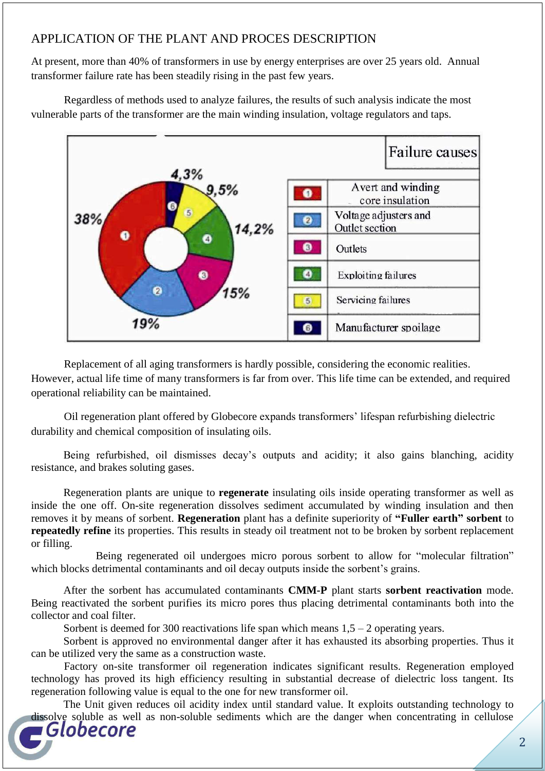## APPLICATION OF THE PLANT AND PROCES DESCRIPTION

At present, more than 40% of transformers in use by energy enterprises are over 25 years old. Annual transformer failure rate has been steadily rising in the past few years.

Regardless of methods used to analyze failures, the results of such analysis indicate the most vulnerable parts of the transformer are the main winding insulation, voltage regulators and taps.

| Failure causes | | |
|---|---|---|
| 1 | Avert and winding core insulation | 38% |
| 2 | Voltage adjusters and Outlet section | 19% |
| 3 | Outlets | 15% |
| 4 | Exploiting failures | 14,2% |
| 5 | Servicing failures | 9,5% |
| 6 | Manufacturer spoilage | 4,3% |

Replacement of all aging transformers is hardly possible, considering the economic realities. However, actual life time of many transformers is far from over. This life time can be extended, and required operational reliability can be maintained.

Oil regeneration plant offered by Globecore expands transformers' lifespan refurbishing dielectric durability and chemical composition of insulating oils.

Being refurbished, oil dismisses decay's outputs and acidity; it also gains blanching, acidity resistance, and brakes soluting gases.

Regeneration plants are unique to **regenerate** insulating oils inside operating transformer as well as inside the one off. On-site regeneration dissolves sediment accumulated by winding insulation and then removes it by means of sorbent. **Regeneration** plant has a definite superiority of **"Fuller earth" sorbent** to **repeatedly refine** its properties. This results in steady oil treatment not to be broken by sorbent replacement or filling.

Being regenerated oil undergoes micro porous sorbent to allow for "molecular filtration" which blocks detrimental contaminants and oil decay outputs inside the sorbent's grains.

After the sorbent has accumulated contaminants **CMM-P** plant starts **sorbent reactivation** mode. Being reactivated the sorbent purifies its micro pores thus placing detrimental contaminants both into the collector and coal filter.

Sorbent is deemed for 300 reactivations life span which means 1,5 – 2 operating years.

Sorbent is approved no environmental danger after it has exhausted its absorbing properties. Thus it can be utilized very the same as a construction waste.

Factory on-site transformer oil regeneration indicates significant results. Regeneration employed technology has proved its high efficiency resulting in substantial decrease of dielectric loss tangent. Its regeneration following value is equal to the one for new transformer oil.

The Unit given reduces oil acidity index until standard value. It exploits outstanding technology to dissolve soluble as well as non-soluble sediments which are the danger when concentrating in cellulose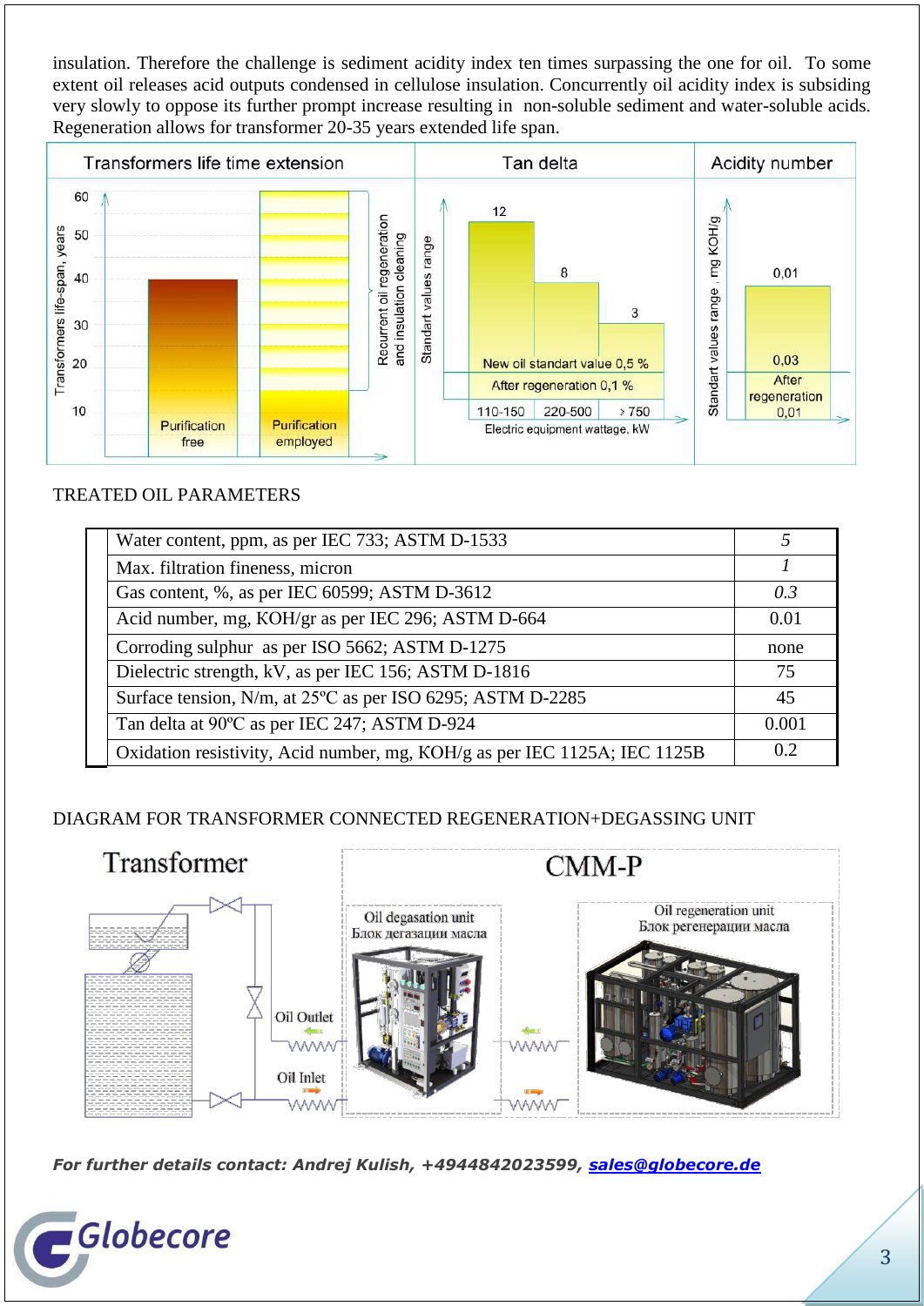insulation. Therefore the challenge is sediment acidity index ten times surpassing the one for oil. To some extent oil releases acid outputs condensed in cellulose insulation. Concurrently oil acidity index is subsiding very slowly to oppose its further prompt increase resulting in non-soluble sediment and water-soluble acids. Regeneration allows for transformer 20-35 years extended life span.

Transformers life time extension

Transformers life-span, years

60
50
40
30
20
10

Purification free

Purification employed

Recurrent oil regeneration and insulation cleaning

Tan delta

Standart values range

12
8
3

New oil standart value 0,5 %

After regeneration 0,1 %

110-150 | 220-500 | >750

Electric equipment wattage, kW

Acidity number

Standart values range , mg KOH/g

0,01

0,03

After regeneration 0,01

TREATED OIL PARAMETERS

| | |
|---|---|
| Water content, ppm, as per IEC 733; ASTM D-1533 | *5* |
| Max. filtration fineness, micron | *1* |
| Gas content, %, as per IEC 60599; ASTM D-3612 | *0.3* |
| Acid number, mg, KOH/gr as per IEC 296; ASTM D-664 | 0.01 |
| Corroding sulphur as per ISO 5662; ASTM D-1275 | none |
| Dielectric strength, kV, as per IEC 156; ASTM D-1816 | 75 |
| Surface tension, N/m, at 25ºC as per ISO 6295; ASTM D-2285 | 45 |
| Tan delta at 90ºC as per IEC 247; ASTM D-924 | 0.001 |
| Oxidation resistivity, Acid number, mg, KOH/g as per IEC 1125A; IEC 1125B | 0.2 |

DIAGRAM FOR TRANSFORMER CONNECTED REGENERATION+DEGASSING UNIT

Transformer

CMM-P

Oil degasation unit
Блок дегазации масла

Oil regeneration unit
Блок регенерации масла

Oil Outlet

Oil Inlet

***For further details contact: Andrej Kulish, +4944842023599, sales@globecore.de***

Globecore